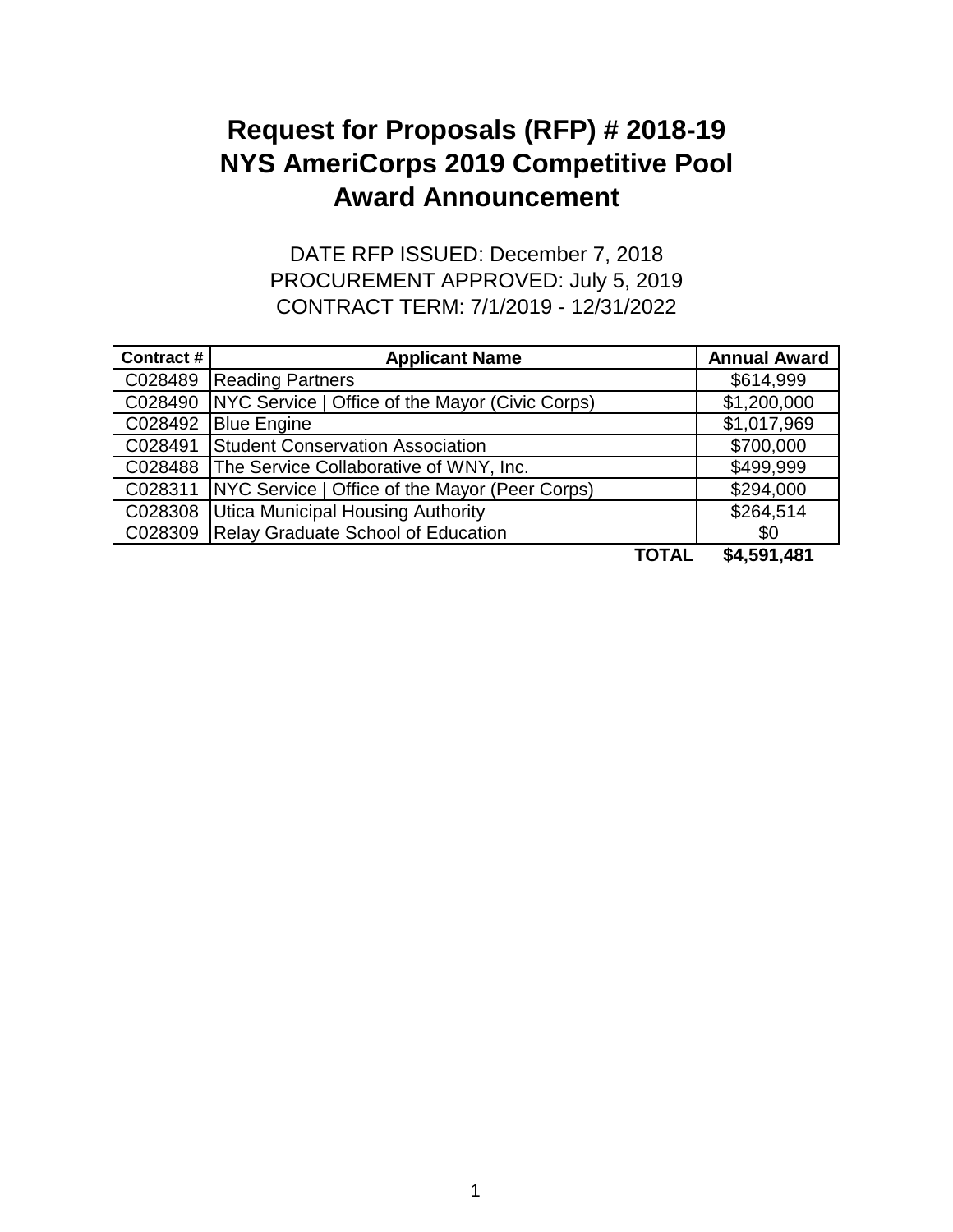# Request for Proposals (RFP) # 2018-19
# NYS AmeriCorps 2019 Competitive Pool
# Award Announcement

DATE RFP ISSUED: December 7, 2018
PROCUREMENT APPROVED: July 5, 2019
CONTRACT TERM: 7/1/2019 - 12/31/2022

| Contract # | Applicant Name | Annual Award |
|---|---|---|
| C028489 | Reading Partners | $614,999 |
| C028490 | NYC Service \| Office of the Mayor (Civic Corps) | $1,200,000 |
| C028492 | Blue Engine | $1,017,969 |
| C028491 | Student Conservation Association | $700,000 |
| C028488 | The Service Collaborative of WNY, Inc. | $499,999 |
| C028311 | NYC Service \| Office of the Mayor (Peer Corps) | $294,000 |
| C028308 | Utica Municipal Housing Authority | $264,514 |
| C028309 | Relay Graduate School of Education | $0 |
| | **TOTAL** | **$4,591,481** |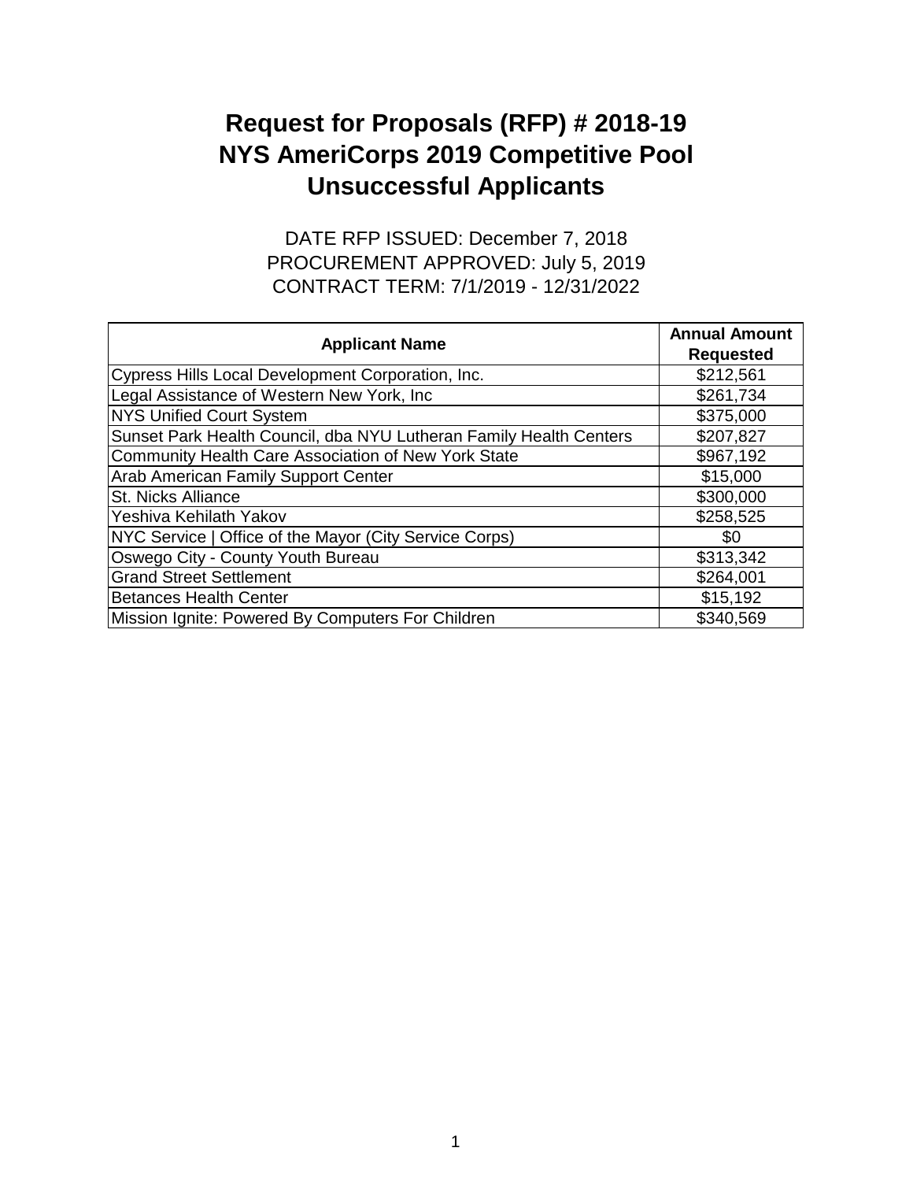# Request for Proposals (RFP) # 2018-19
# NYS AmeriCorps 2019 Competitive Pool
# Unsuccessful Applicants

DATE RFP ISSUED: December 7, 2018
PROCUREMENT APPROVED: July 5, 2019
CONTRACT TERM: 7/1/2019 - 12/31/2022

| Applicant Name | Annual Amount Requested |
|---|---|
| Cypress Hills Local Development Corporation, Inc. | $212,561 |
| Legal Assistance of Western New York, Inc | $261,734 |
| NYS Unified Court System | $375,000 |
| Sunset Park Health Council, dba NYU Lutheran Family Health Centers | $207,827 |
| Community Health Care Association of New York State | $967,192 |
| Arab American Family Support Center | $15,000 |
| St. Nicks Alliance | $300,000 |
| Yeshiva Kehilath Yakov | $258,525 |
| NYC Service \| Office of the Mayor (City Service Corps) | $0 |
| Oswego City - County Youth Bureau | $313,342 |
| Grand Street Settlement | $264,001 |
| Betances Health Center | $15,192 |
| Mission Ignite: Powered By Computers For Children | $340,569 |